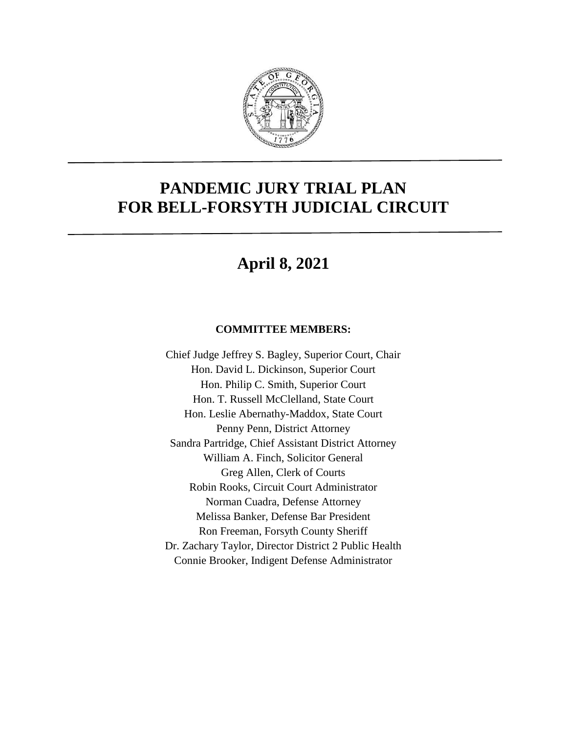# PANDEMIC JURY TRIAL PLAN FOR BELL-FORSYTH JUDICIAL CIRCUIT

## April 8, 2021

**COMMITTEE MEMBERS:**

Chief Judge Jeffrey S. Bagley, Superior Court, Chair
Hon. David L. Dickinson, Superior Court
Hon. Philip C. Smith, Superior Court
Hon. T. Russell McClelland, State Court
Hon. Leslie Abernathy-Maddox, State Court
Penny Penn, District Attorney
Sandra Partridge, Chief Assistant District Attorney
William A. Finch, Solicitor General
Greg Allen, Clerk of Courts
Robin Rooks, Circuit Court Administrator
Norman Cuadra, Defense Attorney
Melissa Banker, Defense Bar President
Ron Freeman, Forsyth County Sheriff
Dr. Zachary Taylor, Director District 2 Public Health
Connie Brooker, Indigent Defense Administrator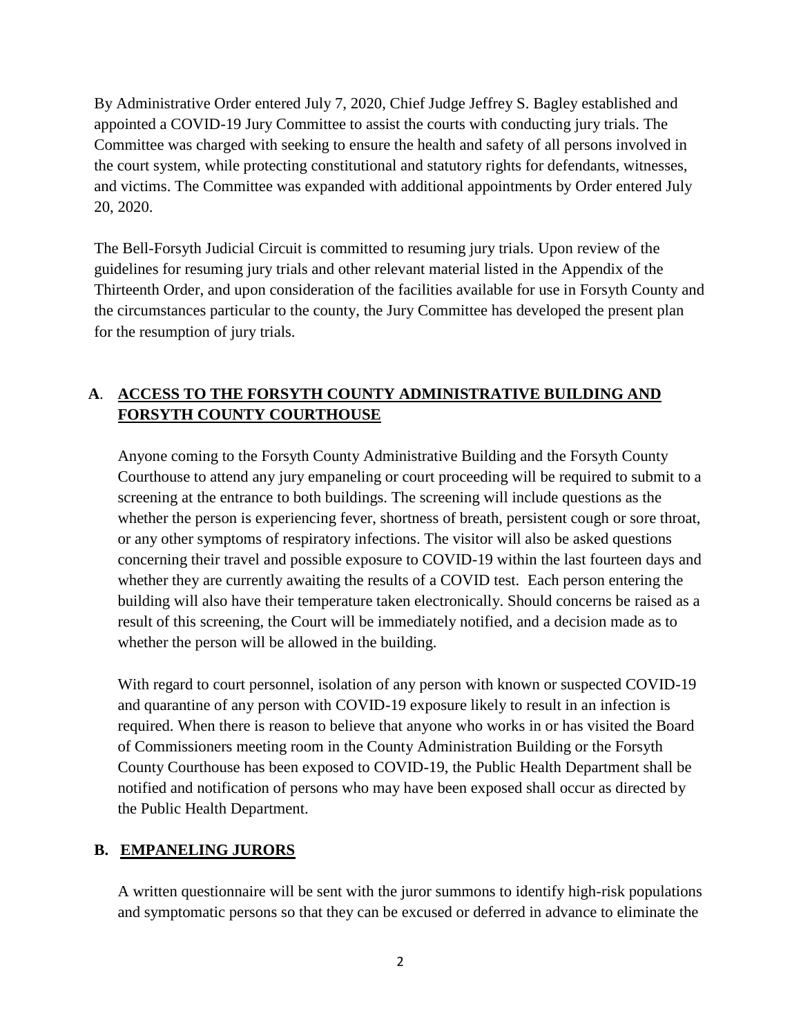By Administrative Order entered July 7, 2020, Chief Judge Jeffrey S. Bagley established and appointed a COVID-19 Jury Committee to assist the courts with conducting jury trials. The Committee was charged with seeking to ensure the health and safety of all persons involved in the court system, while protecting constitutional and statutory rights for defendants, witnesses, and victims. The Committee was expanded with additional appointments by Order entered July 20, 2020.

The Bell-Forsyth Judicial Circuit is committed to resuming jury trials. Upon review of the guidelines for resuming jury trials and other relevant material listed in the Appendix of the Thirteenth Order, and upon consideration of the facilities available for use in Forsyth County and the circumstances particular to the county, the Jury Committee has developed the present plan for the resumption of jury trials.

## A. ACCESS TO THE FORSYTH COUNTY ADMINISTRATIVE BUILDING AND FORSYTH COUNTY COURTHOUSE

Anyone coming to the Forsyth County Administrative Building and the Forsyth County Courthouse to attend any jury empaneling or court proceeding will be required to submit to a screening at the entrance to both buildings. The screening will include questions as the whether the person is experiencing fever, shortness of breath, persistent cough or sore throat, or any other symptoms of respiratory infections. The visitor will also be asked questions concerning their travel and possible exposure to COVID-19 within the last fourteen days and whether they are currently awaiting the results of a COVID test. Each person entering the building will also have their temperature taken electronically. Should concerns be raised as a result of this screening, the Court will be immediately notified, and a decision made as to whether the person will be allowed in the building.

With regard to court personnel, isolation of any person with known or suspected COVID-19 and quarantine of any person with COVID-19 exposure likely to result in an infection is required. When there is reason to believe that anyone who works in or has visited the Board of Commissioners meeting room in the County Administration Building or the Forsyth County Courthouse has been exposed to COVID-19, the Public Health Department shall be notified and notification of persons who may have been exposed shall occur as directed by the Public Health Department.

## B. EMPANELING JURORS

A written questionnaire will be sent with the juror summons to identify high-risk populations and symptomatic persons so that they can be excused or deferred in advance to eliminate the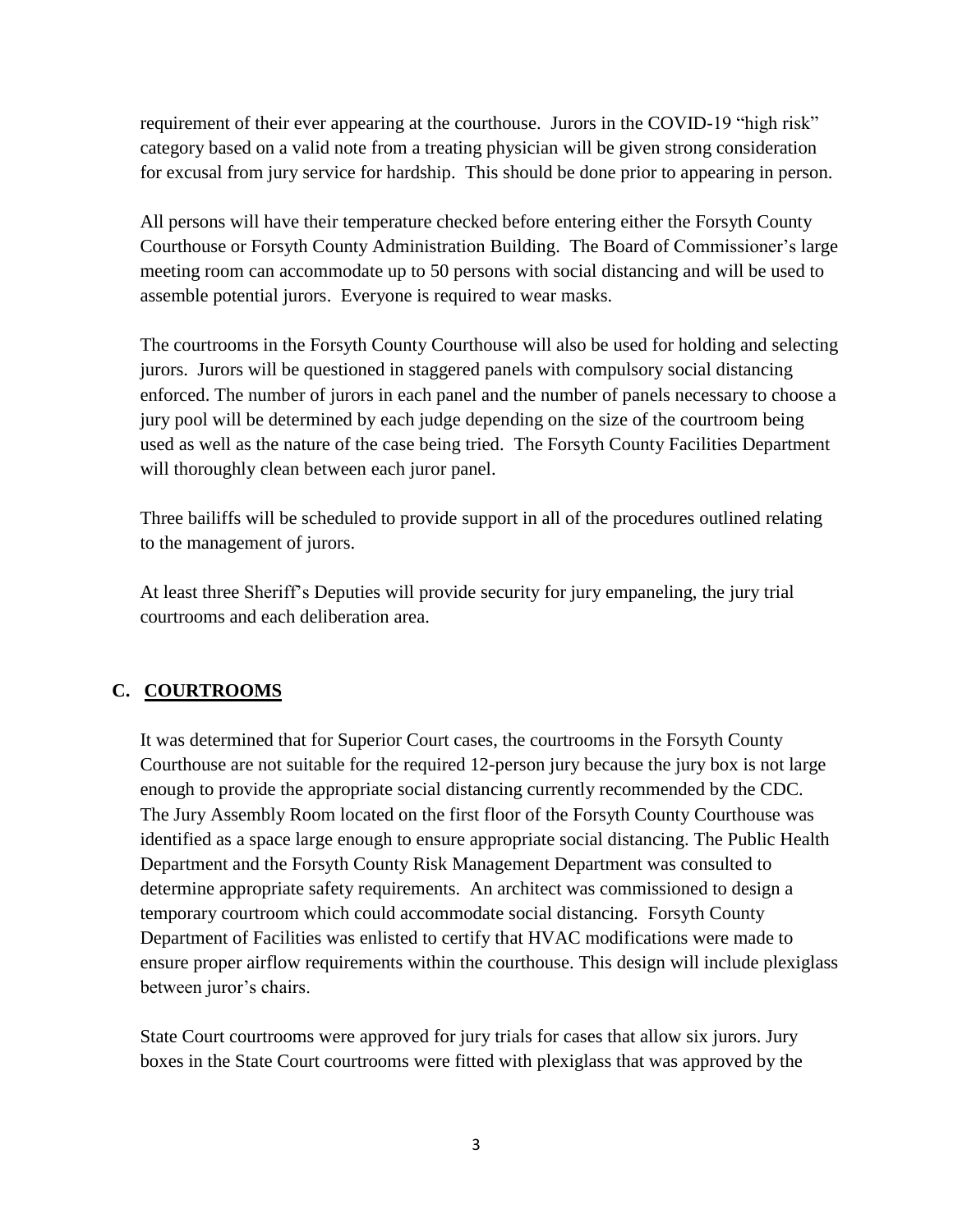requirement of their ever appearing at the courthouse. Jurors in the COVID-19 "high risk" category based on a valid note from a treating physician will be given strong consideration for excusal from jury service for hardship. This should be done prior to appearing in person.

All persons will have their temperature checked before entering either the Forsyth County Courthouse or Forsyth County Administration Building. The Board of Commissioner's large meeting room can accommodate up to 50 persons with social distancing and will be used to assemble potential jurors. Everyone is required to wear masks.

The courtrooms in the Forsyth County Courthouse will also be used for holding and selecting jurors. Jurors will be questioned in staggered panels with compulsory social distancing enforced. The number of jurors in each panel and the number of panels necessary to choose a jury pool will be determined by each judge depending on the size of the courtroom being used as well as the nature of the case being tried. The Forsyth County Facilities Department will thoroughly clean between each juror panel.

Three bailiffs will be scheduled to provide support in all of the procedures outlined relating to the management of jurors.

At least three Sheriff's Deputies will provide security for jury empaneling, the jury trial courtrooms and each deliberation area.

## C. <u>COURTROOMS</u>

It was determined that for Superior Court cases, the courtrooms in the Forsyth County Courthouse are not suitable for the required 12-person jury because the jury box is not large enough to provide the appropriate social distancing currently recommended by the CDC. The Jury Assembly Room located on the first floor of the Forsyth County Courthouse was identified as a space large enough to ensure appropriate social distancing. The Public Health Department and the Forsyth County Risk Management Department was consulted to determine appropriate safety requirements. An architect was commissioned to design a temporary courtroom which could accommodate social distancing. Forsyth County Department of Facilities was enlisted to certify that HVAC modifications were made to ensure proper airflow requirements within the courthouse. This design will include plexiglass between juror's chairs.

State Court courtrooms were approved for jury trials for cases that allow six jurors. Jury boxes in the State Court courtrooms were fitted with plexiglass that was approved by the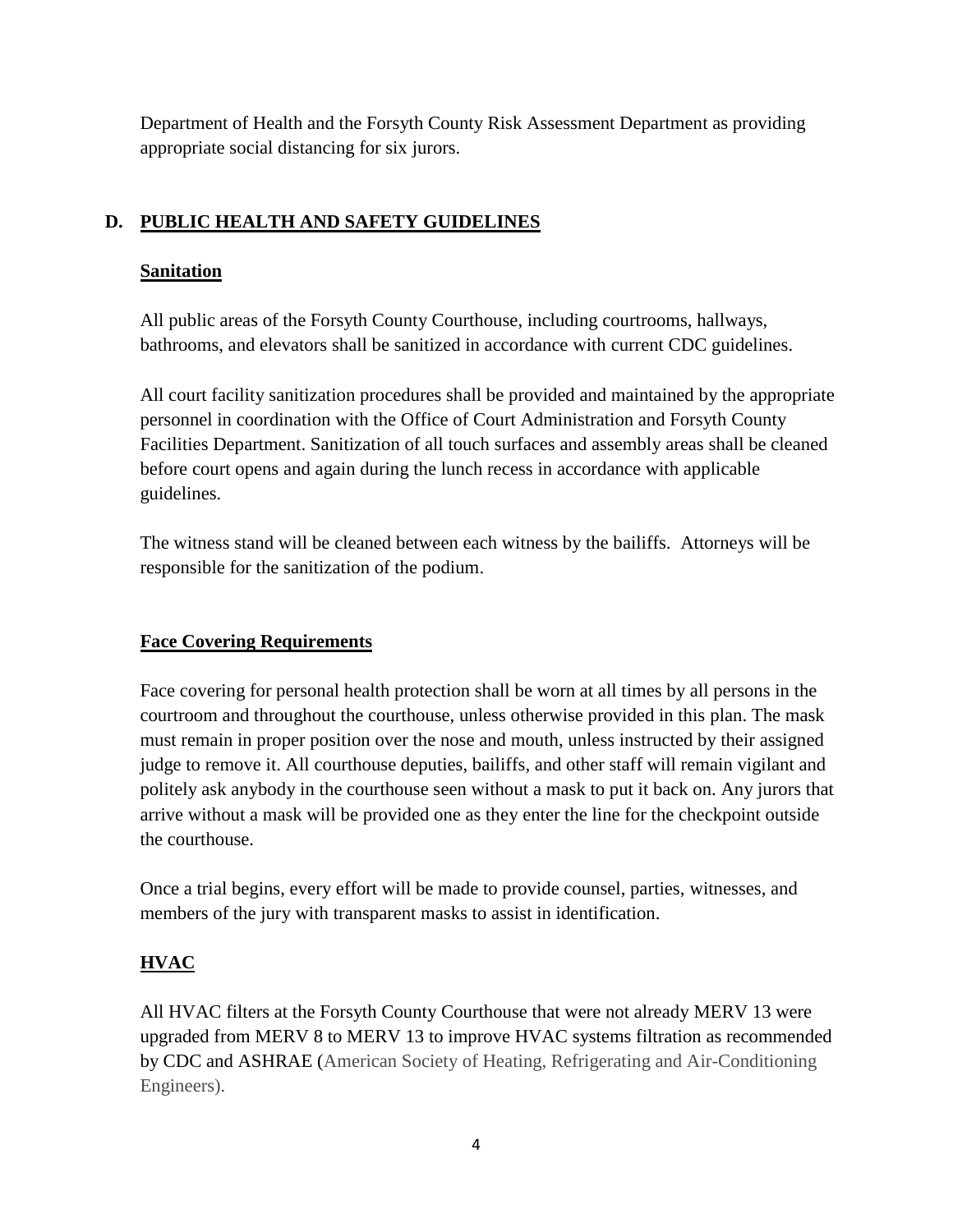Department of Health and the Forsyth County Risk Assessment Department as providing appropriate social distancing for six jurors.

## D. PUBLIC HEALTH AND SAFETY GUIDELINES

### Sanitation

All public areas of the Forsyth County Courthouse, including courtrooms, hallways, bathrooms, and elevators shall be sanitized in accordance with current CDC guidelines.

All court facility sanitization procedures shall be provided and maintained by the appropriate personnel in coordination with the Office of Court Administration and Forsyth County Facilities Department. Sanitization of all touch surfaces and assembly areas shall be cleaned before court opens and again during the lunch recess in accordance with applicable guidelines.

The witness stand will be cleaned between each witness by the bailiffs. Attorneys will be responsible for the sanitization of the podium.

### Face Covering Requirements

Face covering for personal health protection shall be worn at all times by all persons in the courtroom and throughout the courthouse, unless otherwise provided in this plan. The mask must remain in proper position over the nose and mouth, unless instructed by their assigned judge to remove it. All courthouse deputies, bailiffs, and other staff will remain vigilant and politely ask anybody in the courthouse seen without a mask to put it back on. Any jurors that arrive without a mask will be provided one as they enter the line for the checkpoint outside the courthouse.

Once a trial begins, every effort will be made to provide counsel, parties, witnesses, and members of the jury with transparent masks to assist in identification.

### HVAC

All HVAC filters at the Forsyth County Courthouse that were not already MERV 13 were upgraded from MERV 8 to MERV 13 to improve HVAC systems filtration as recommended by CDC and ASHRAE (American Society of Heating, Refrigerating and Air-Conditioning Engineers).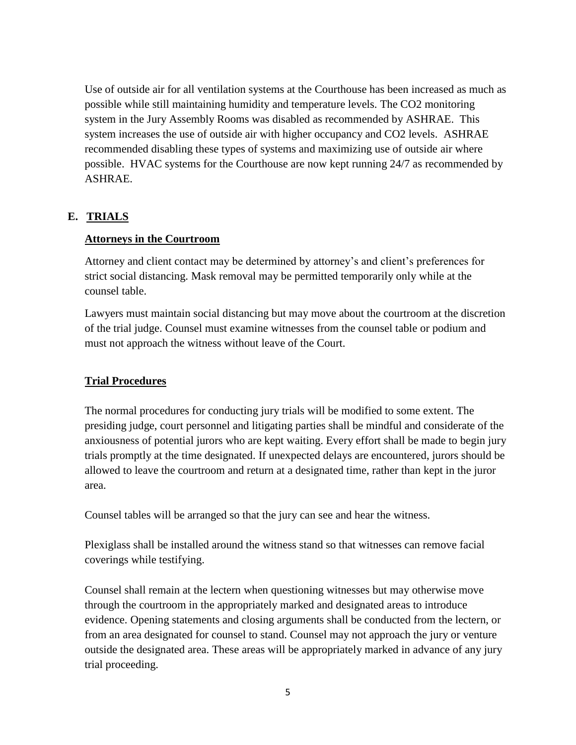Use of outside air for all ventilation systems at the Courthouse has been increased as much as possible while still maintaining humidity and temperature levels. The $CO_2$ monitoring system in the Jury Assembly Rooms was disabled as recommended by ASHRAE. This system increases the use of outside air with higher occupancy and $CO_2$ levels. ASHRAE recommended disabling these types of systems and maximizing use of outside air where possible. HVAC systems for the Courthouse are now kept running 24/7 as recommended by ASHRAE.

## E. TRIALS

### Attorneys in the Courtroom

Attorney and client contact may be determined by attorney's and client's preferences for strict social distancing. Mask removal may be permitted temporarily only while at the counsel table.

Lawyers must maintain social distancing but may move about the courtroom at the discretion of the trial judge. Counsel must examine witnesses from the counsel table or podium and must not approach the witness without leave of the Court.

### Trial Procedures

The normal procedures for conducting jury trials will be modified to some extent. The presiding judge, court personnel and litigating parties shall be mindful and considerate of the anxiousness of potential jurors who are kept waiting. Every effort shall be made to begin jury trials promptly at the time designated. If unexpected delays are encountered, jurors should be allowed to leave the courtroom and return at a designated time, rather than kept in the juror area.

Counsel tables will be arranged so that the jury can see and hear the witness.

Plexiglass shall be installed around the witness stand so that witnesses can remove facial coverings while testifying.

Counsel shall remain at the lectern when questioning witnesses but may otherwise move through the courtroom in the appropriately marked and designated areas to introduce evidence. Opening statements and closing arguments shall be conducted from the lectern, or from an area designated for counsel to stand. Counsel may not approach the jury or venture outside the designated area. These areas will be appropriately marked in advance of any jury trial proceeding.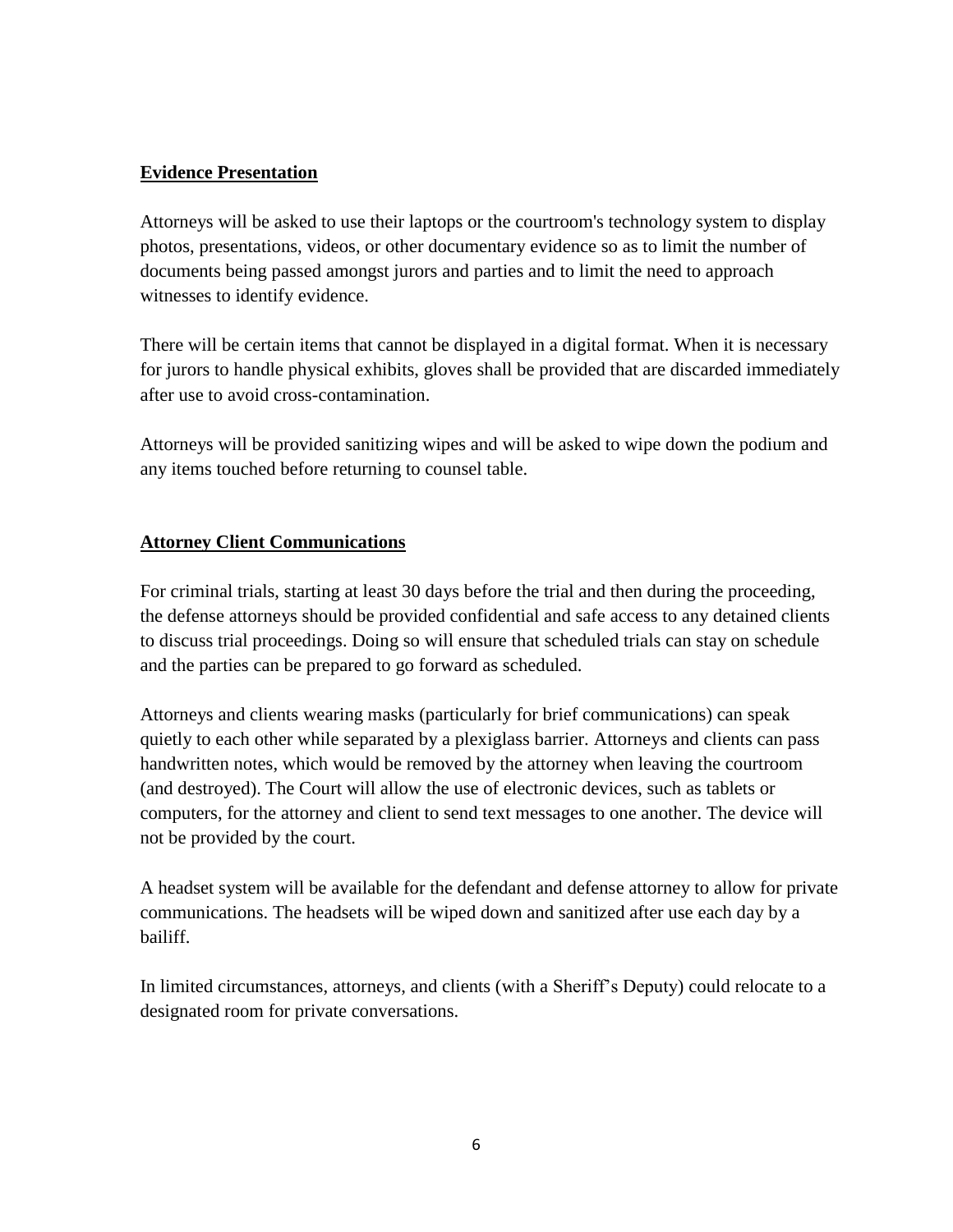**Evidence Presentation**

Attorneys will be asked to use their laptops or the courtroom's technology system to display photos, presentations, videos, or other documentary evidence so as to limit the number of documents being passed amongst jurors and parties and to limit the need to approach witnesses to identify evidence.

There will be certain items that cannot be displayed in a digital format. When it is necessary for jurors to handle physical exhibits, gloves shall be provided that are discarded immediately after use to avoid cross-contamination.

Attorneys will be provided sanitizing wipes and will be asked to wipe down the podium and any items touched before returning to counsel table.

**Attorney Client Communications**

For criminal trials, starting at least 30 days before the trial and then during the proceeding, the defense attorneys should be provided confidential and safe access to any detained clients to discuss trial proceedings. Doing so will ensure that scheduled trials can stay on schedule and the parties can be prepared to go forward as scheduled.

Attorneys and clients wearing masks (particularly for brief communications) can speak quietly to each other while separated by a plexiglass barrier. Attorneys and clients can pass handwritten notes, which would be removed by the attorney when leaving the courtroom (and destroyed). The Court will allow the use of electronic devices, such as tablets or computers, for the attorney and client to send text messages to one another. The device will not be provided by the court.

A headset system will be available for the defendant and defense attorney to allow for private communications. The headsets will be wiped down and sanitized after use each day by a bailiff.

In limited circumstances, attorneys, and clients (with a Sheriff's Deputy) could relocate to a designated room for private conversations.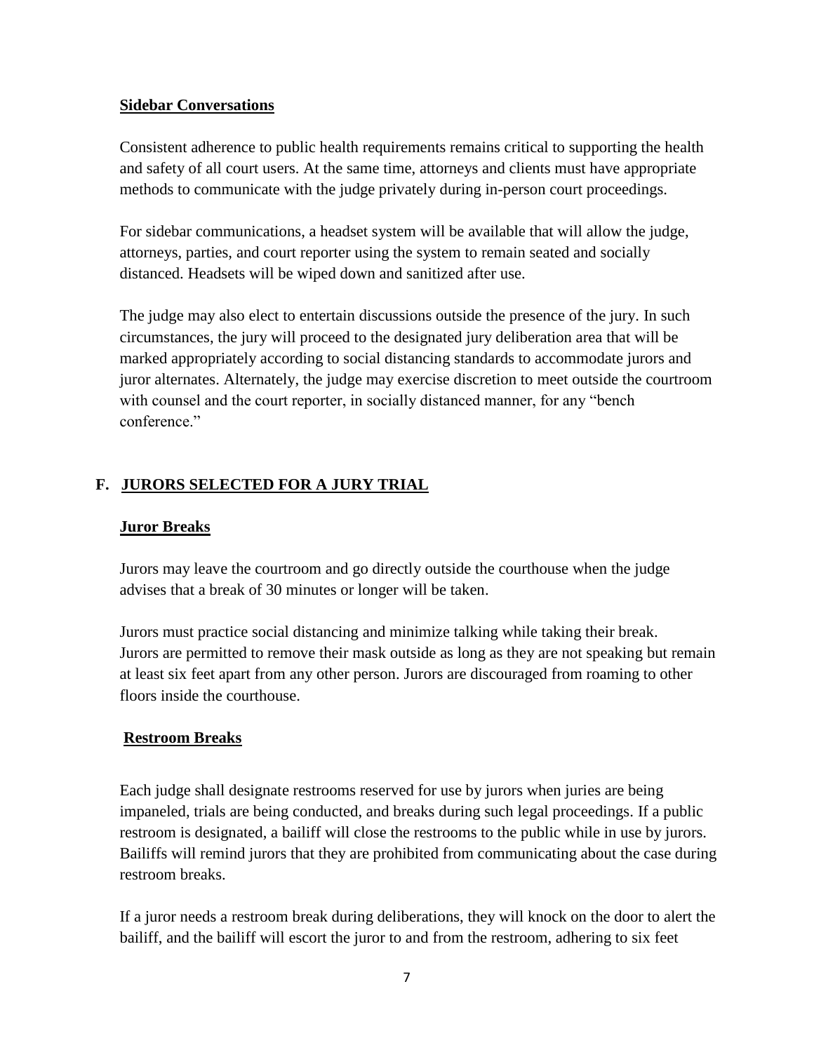### Sidebar Conversations

Consistent adherence to public health requirements remains critical to supporting the health and safety of all court users. At the same time, attorneys and clients must have appropriate methods to communicate with the judge privately during in-person court proceedings.

For sidebar communications, a headset system will be available that will allow the judge, attorneys, parties, and court reporter using the system to remain seated and socially distanced. Headsets will be wiped down and sanitized after use.

The judge may also elect to entertain discussions outside the presence of the jury. In such circumstances, the jury will proceed to the designated jury deliberation area that will be marked appropriately according to social distancing standards to accommodate jurors and juror alternates. Alternately, the judge may exercise discretion to meet outside the courtroom with counsel and the court reporter, in socially distanced manner, for any "bench conference."

## F. JURORS SELECTED FOR A JURY TRIAL

### Juror Breaks

Jurors may leave the courtroom and go directly outside the courthouse when the judge advises that a break of 30 minutes or longer will be taken.

Jurors must practice social distancing and minimize talking while taking their break. Jurors are permitted to remove their mask outside as long as they are not speaking but remain at least six feet apart from any other person. Jurors are discouraged from roaming to other floors inside the courthouse.

### Restroom Breaks

Each judge shall designate restrooms reserved for use by jurors when juries are being impaneled, trials are being conducted, and breaks during such legal proceedings. If a public restroom is designated, a bailiff will close the restrooms to the public while in use by jurors. Bailiffs will remind jurors that they are prohibited from communicating about the case during restroom breaks.

If a juror needs a restroom break during deliberations, they will knock on the door to alert the bailiff, and the bailiff will escort the juror to and from the restroom, adhering to six feet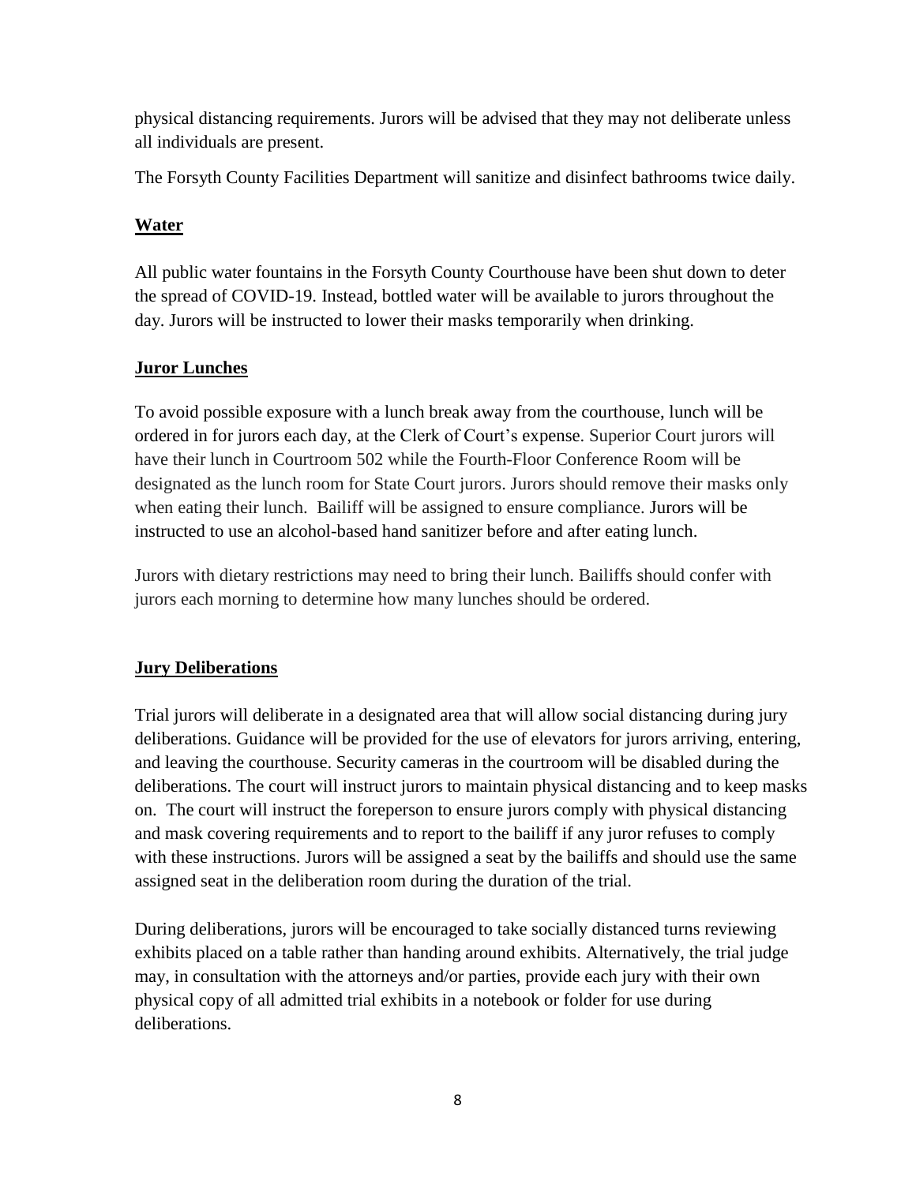physical distancing requirements. Jurors will be advised that they may not deliberate unless all individuals are present.

The Forsyth County Facilities Department will sanitize and disinfect bathrooms twice daily.

## Water

All public water fountains in the Forsyth County Courthouse have been shut down to deter the spread of COVID-19. Instead, bottled water will be available to jurors throughout the day. Jurors will be instructed to lower their masks temporarily when drinking.

## Juror Lunches

To avoid possible exposure with a lunch break away from the courthouse, lunch will be ordered in for jurors each day, at the Clerk of Court's expense. Superior Court jurors will have their lunch in Courtroom 502 while the Fourth-Floor Conference Room will be designated as the lunch room for State Court jurors. Jurors should remove their masks only when eating their lunch. Bailiff will be assigned to ensure compliance. Jurors will be instructed to use an alcohol-based hand sanitizer before and after eating lunch.

Jurors with dietary restrictions may need to bring their lunch. Bailiffs should confer with jurors each morning to determine how many lunches should be ordered.

## Jury Deliberations

Trial jurors will deliberate in a designated area that will allow social distancing during jury deliberations. Guidance will be provided for the use of elevators for jurors arriving, entering, and leaving the courthouse. Security cameras in the courtroom will be disabled during the deliberations. The court will instruct jurors to maintain physical distancing and to keep masks on. The court will instruct the foreperson to ensure jurors comply with physical distancing and mask covering requirements and to report to the bailiff if any juror refuses to comply with these instructions. Jurors will be assigned a seat by the bailiffs and should use the same assigned seat in the deliberation room during the duration of the trial.

During deliberations, jurors will be encouraged to take socially distanced turns reviewing exhibits placed on a table rather than handing around exhibits. Alternatively, the trial judge may, in consultation with the attorneys and/or parties, provide each jury with their own physical copy of all admitted trial exhibits in a notebook or folder for use during deliberations.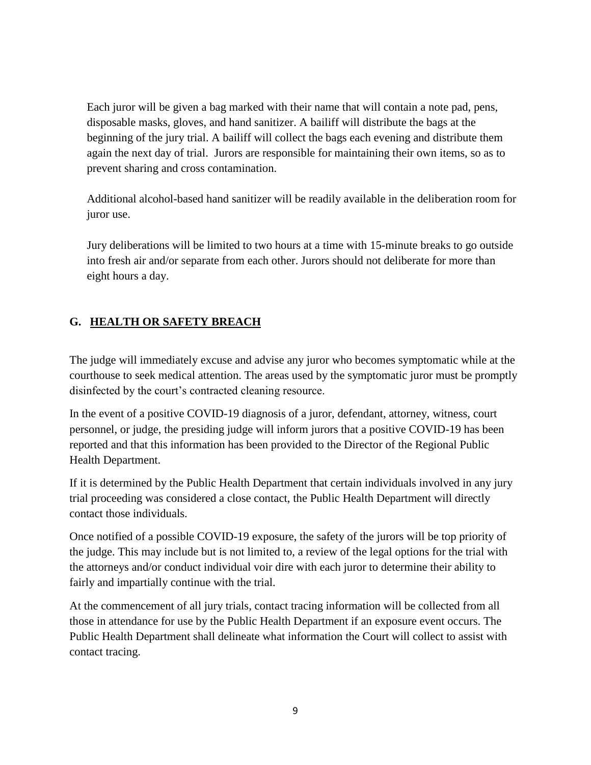Each juror will be given a bag marked with their name that will contain a note pad, pens, disposable masks, gloves, and hand sanitizer. A bailiff will distribute the bags at the beginning of the jury trial. A bailiff will collect the bags each evening and distribute them again the next day of trial. Jurors are responsible for maintaining their own items, so as to prevent sharing and cross contamination.

Additional alcohol-based hand sanitizer will be readily available in the deliberation room for juror use.

Jury deliberations will be limited to two hours at a time with 15-minute breaks to go outside into fresh air and/or separate from each other. Jurors should not deliberate for more than eight hours a day.

## G. HEALTH OR SAFETY BREACH

The judge will immediately excuse and advise any juror who becomes symptomatic while at the courthouse to seek medical attention. The areas used by the symptomatic juror must be promptly disinfected by the court's contracted cleaning resource.

In the event of a positive COVID-19 diagnosis of a juror, defendant, attorney, witness, court personnel, or judge, the presiding judge will inform jurors that a positive COVID-19 has been reported and that this information has been provided to the Director of the Regional Public Health Department.

If it is determined by the Public Health Department that certain individuals involved in any jury trial proceeding was considered a close contact, the Public Health Department will directly contact those individuals.

Once notified of a possible COVID-19 exposure, the safety of the jurors will be top priority of the judge. This may include but is not limited to, a review of the legal options for the trial with the attorneys and/or conduct individual voir dire with each juror to determine their ability to fairly and impartially continue with the trial.

At the commencement of all jury trials, contact tracing information will be collected from all those in attendance for use by the Public Health Department if an exposure event occurs. The Public Health Department shall delineate what information the Court will collect to assist with contact tracing.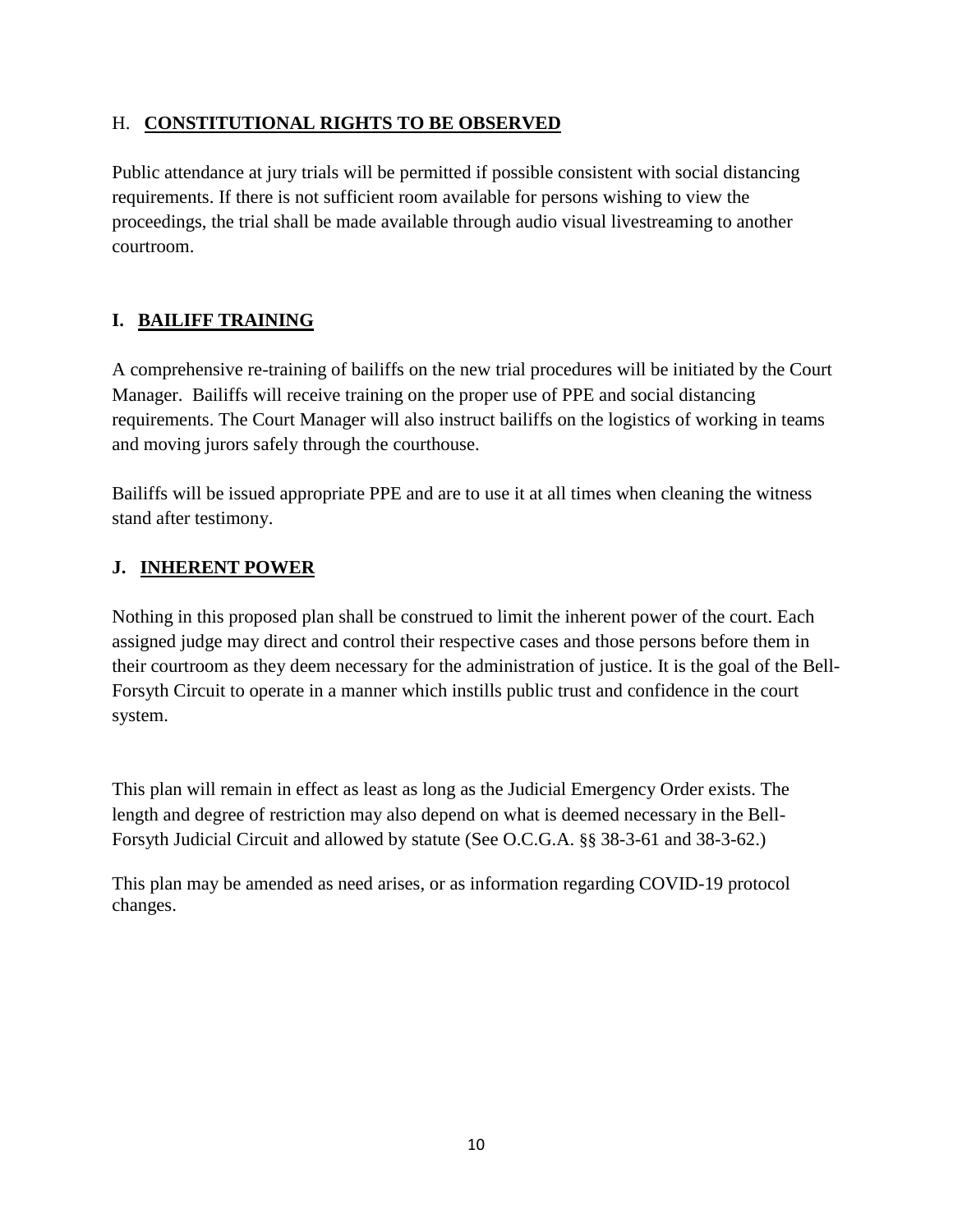## H. **CONSTITUTIONAL RIGHTS TO BE OBSERVED**

Public attendance at jury trials will be permitted if possible consistent with social distancing requirements. If there is not sufficient room available for persons wishing to view the proceedings, the trial shall be made available through audio visual livestreaming to another courtroom.

## I. **BAILIFF TRAINING**

A comprehensive re-training of bailiffs on the new trial procedures will be initiated by the Court Manager. Bailiffs will receive training on the proper use of PPE and social distancing requirements. The Court Manager will also instruct bailiffs on the logistics of working in teams and moving jurors safely through the courthouse.

Bailiffs will be issued appropriate PPE and are to use it at all times when cleaning the witness stand after testimony.

## J. **INHERENT POWER**

Nothing in this proposed plan shall be construed to limit the inherent power of the court. Each assigned judge may direct and control their respective cases and those persons before them in their courtroom as they deem necessary for the administration of justice. It is the goal of the Bell-Forsyth Circuit to operate in a manner which instills public trust and confidence in the court system.

This plan will remain in effect as least as long as the Judicial Emergency Order exists. The length and degree of restriction may also depend on what is deemed necessary in the Bell-Forsyth Judicial Circuit and allowed by statute (See O.C.G.A. §§ 38-3-61 and 38-3-62.)

This plan may be amended as need arises, or as information regarding COVID-19 protocol changes.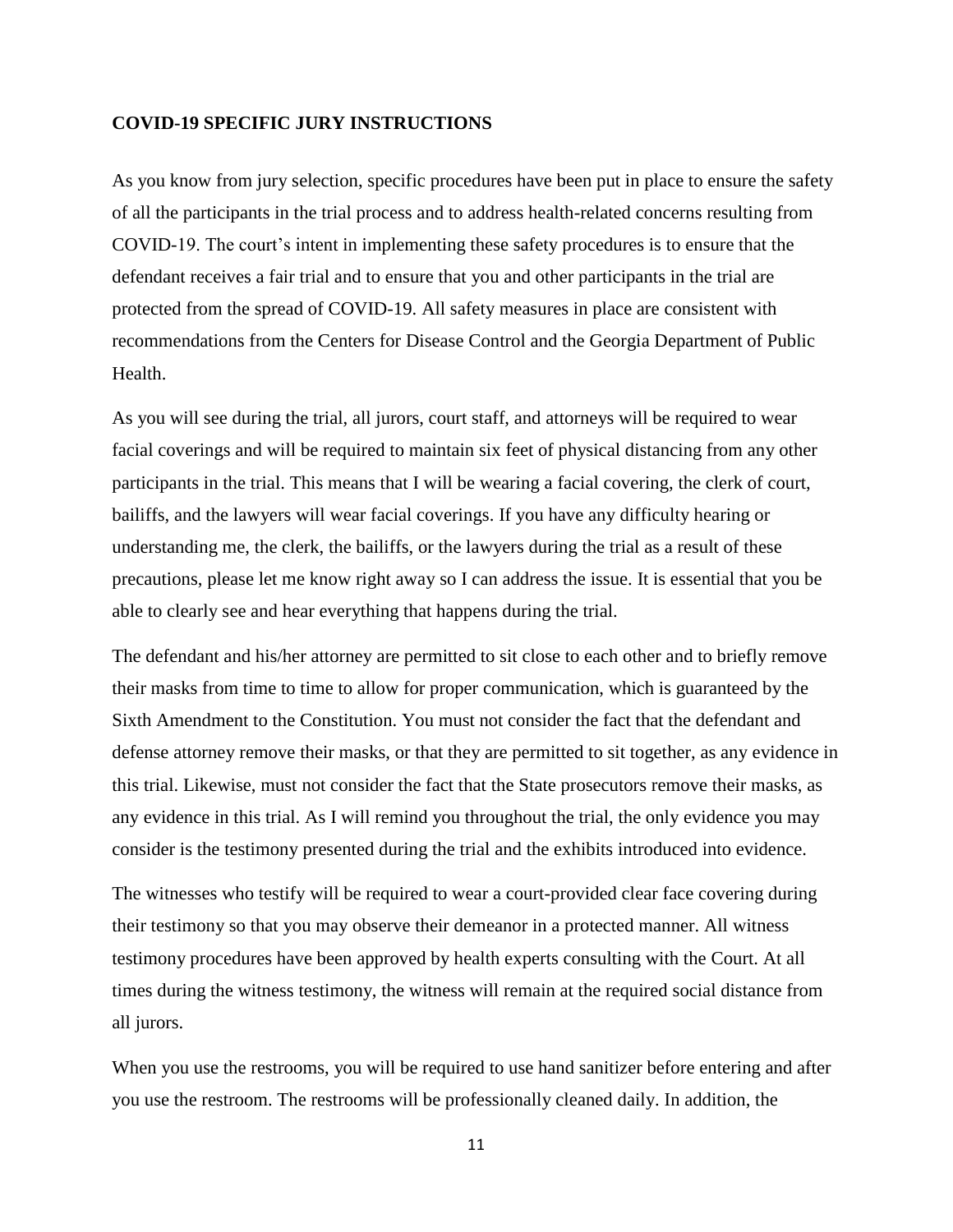**COVID-19 SPECIFIC JURY INSTRUCTIONS**

As you know from jury selection, specific procedures have been put in place to ensure the safety of all the participants in the trial process and to address health-related concerns resulting from COVID-19. The court's intent in implementing these safety procedures is to ensure that the defendant receives a fair trial and to ensure that you and other participants in the trial are protected from the spread of COVID-19. All safety measures in place are consistent with recommendations from the Centers for Disease Control and the Georgia Department of Public Health.

As you will see during the trial, all jurors, court staff, and attorneys will be required to wear facial coverings and will be required to maintain six feet of physical distancing from any other participants in the trial. This means that I will be wearing a facial covering, the clerk of court, bailiffs, and the lawyers will wear facial coverings. If you have any difficulty hearing or understanding me, the clerk, the bailiffs, or the lawyers during the trial as a result of these precautions, please let me know right away so I can address the issue. It is essential that you be able to clearly see and hear everything that happens during the trial.

The defendant and his/her attorney are permitted to sit close to each other and to briefly remove their masks from time to time to allow for proper communication, which is guaranteed by the Sixth Amendment to the Constitution. You must not consider the fact that the defendant and defense attorney remove their masks, or that they are permitted to sit together, as any evidence in this trial. Likewise, must not consider the fact that the State prosecutors remove their masks, as any evidence in this trial. As I will remind you throughout the trial, the only evidence you may consider is the testimony presented during the trial and the exhibits introduced into evidence.

The witnesses who testify will be required to wear a court-provided clear face covering during their testimony so that you may observe their demeanor in a protected manner. All witness testimony procedures have been approved by health experts consulting with the Court. At all times during the witness testimony, the witness will remain at the required social distance from all jurors.

When you use the restrooms, you will be required to use hand sanitizer before entering and after you use the restroom. The restrooms will be professionally cleaned daily. In addition, the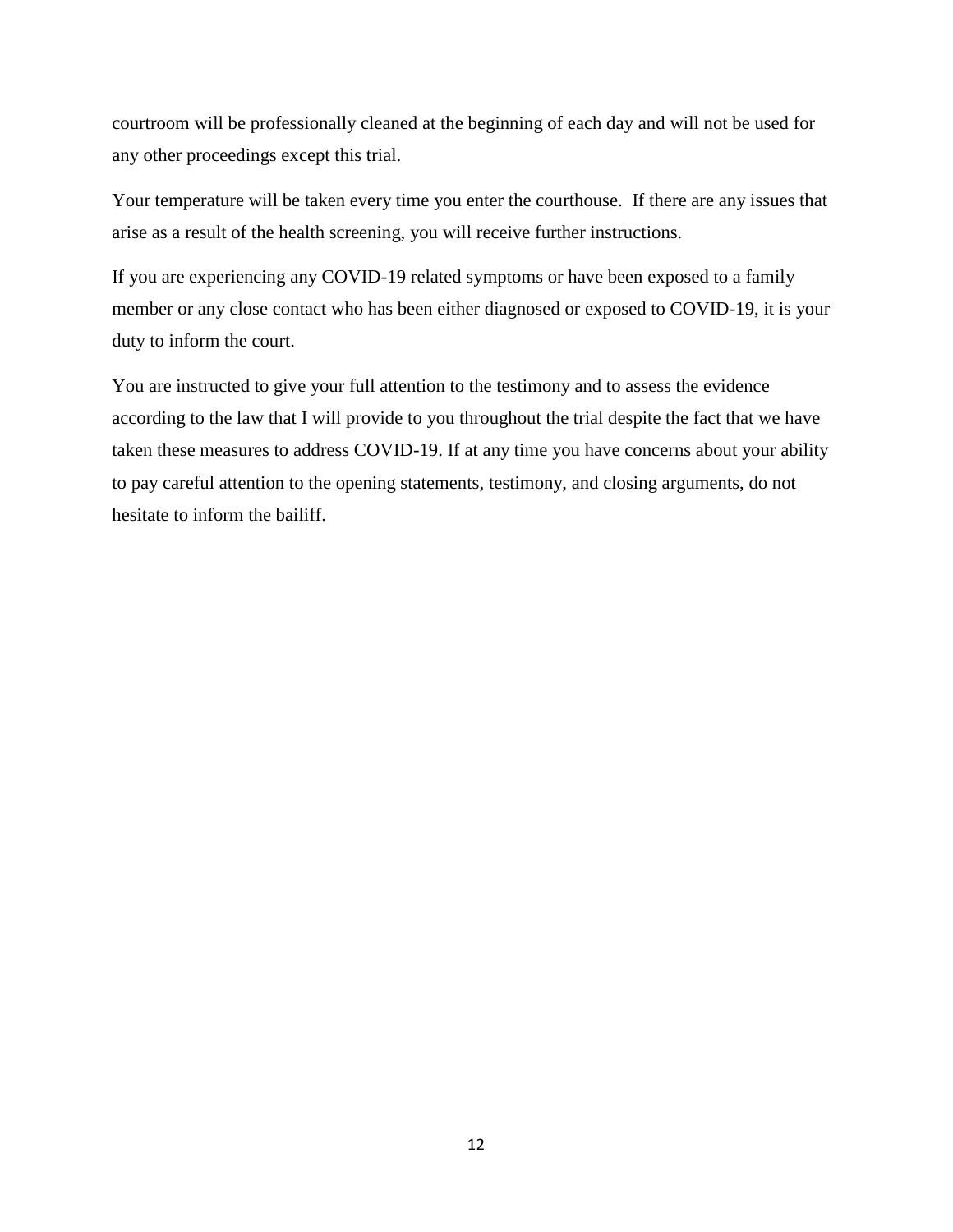courtroom will be professionally cleaned at the beginning of each day and will not be used for any other proceedings except this trial.

Your temperature will be taken every time you enter the courthouse. If there are any issues that arise as a result of the health screening, you will receive further instructions.

If you are experiencing any COVID-19 related symptoms or have been exposed to a family member or any close contact who has been either diagnosed or exposed to COVID-19, it is your duty to inform the court.

You are instructed to give your full attention to the testimony and to assess the evidence according to the law that I will provide to you throughout the trial despite the fact that we have taken these measures to address COVID-19. If at any time you have concerns about your ability to pay careful attention to the opening statements, testimony, and closing arguments, do not hesitate to inform the bailiff.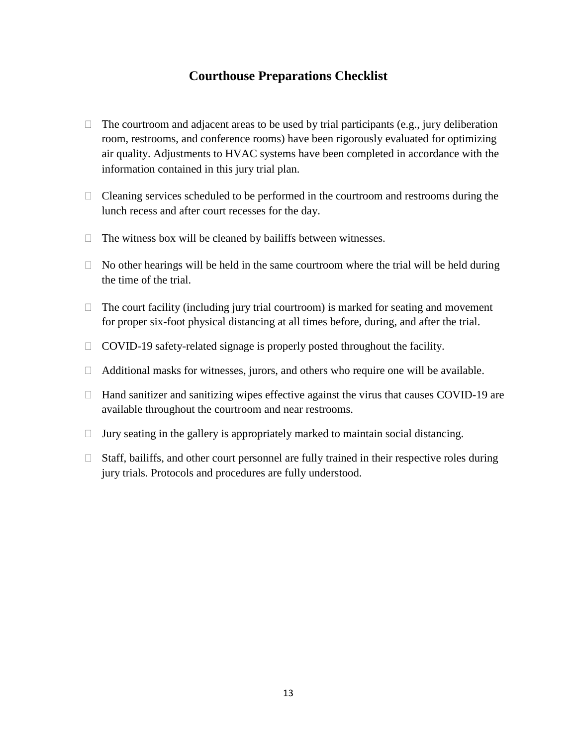# Courthouse Preparations Checklist

- ☐ The courtroom and adjacent areas to be used by trial participants (e.g., jury deliberation room, restrooms, and conference rooms) have been rigorously evaluated for optimizing air quality. Adjustments to HVAC systems have been completed in accordance with the information contained in this jury trial plan.
- ☐ Cleaning services scheduled to be performed in the courtroom and restrooms during the lunch recess and after court recesses for the day.
- ☐ The witness box will be cleaned by bailiffs between witnesses.
- ☐ No other hearings will be held in the same courtroom where the trial will be held during the time of the trial.
- ☐ The court facility (including jury trial courtroom) is marked for seating and movement for proper six-foot physical distancing at all times before, during, and after the trial.
- ☐ COVID-19 safety-related signage is properly posted throughout the facility.
- ☐ Additional masks for witnesses, jurors, and others who require one will be available.
- ☐ Hand sanitizer and sanitizing wipes effective against the virus that causes COVID-19 are available throughout the courtroom and near restrooms.
- ☐ Jury seating in the gallery is appropriately marked to maintain social distancing.
- ☐ Staff, bailiffs, and other court personnel are fully trained in their respective roles during jury trials. Protocols and procedures are fully understood.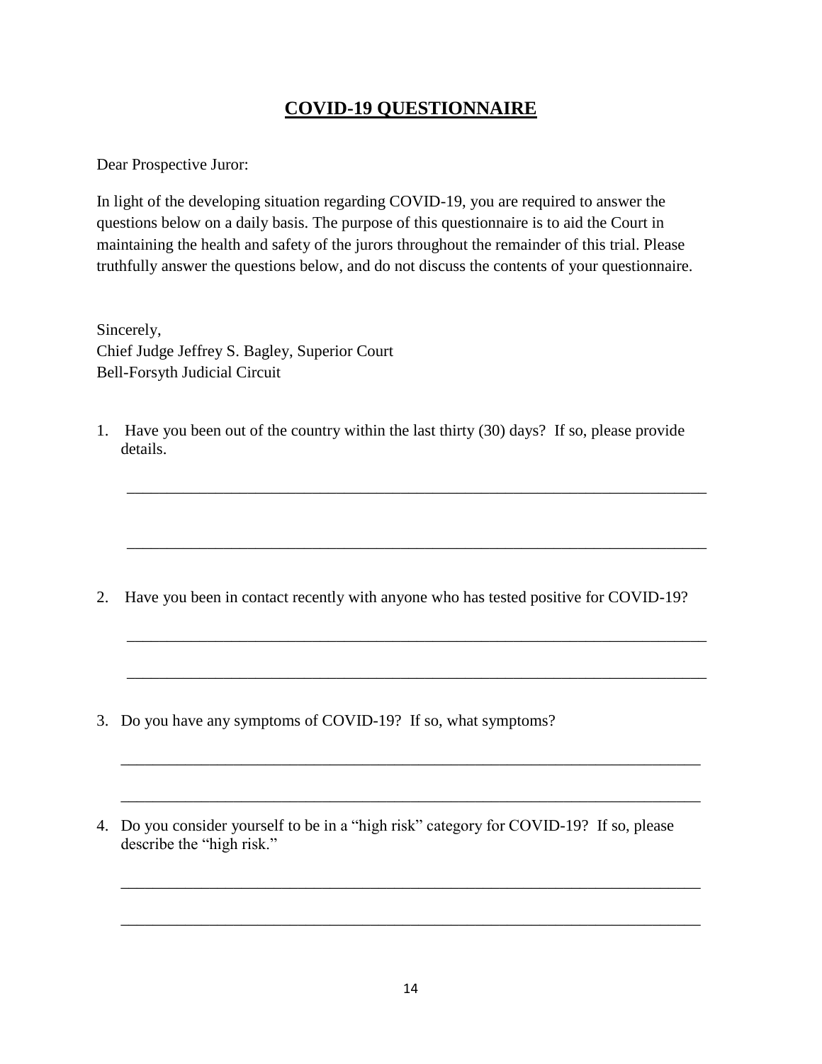# **COVID-19 QUESTIONNAIRE**

Dear Prospective Juror:

In light of the developing situation regarding COVID-19, you are required to answer the questions below on a daily basis. The purpose of this questionnaire is to aid the Court in maintaining the health and safety of the jurors throughout the remainder of this trial. Please truthfully answer the questions below, and do not discuss the contents of your questionnaire.

Sincerely,
Chief Judge Jeffrey S. Bagley, Superior Court
Bell-Forsyth Judicial Circuit

1. Have you been out of the country within the last thirty (30) days? If so, please provide details.

   ___________________________________________________________________________

   ___________________________________________________________________________

2. Have you been in contact recently with anyone who has tested positive for COVID-19?

   ___________________________________________________________________________

   ___________________________________________________________________________

3. Do you have any symptoms of COVID-19? If so, what symptoms?

   ___________________________________________________________________________

   ___________________________________________________________________________

4. Do you consider yourself to be in a "high risk" category for COVID-19? If so, please describe the "high risk."

   ___________________________________________________________________________

   ___________________________________________________________________________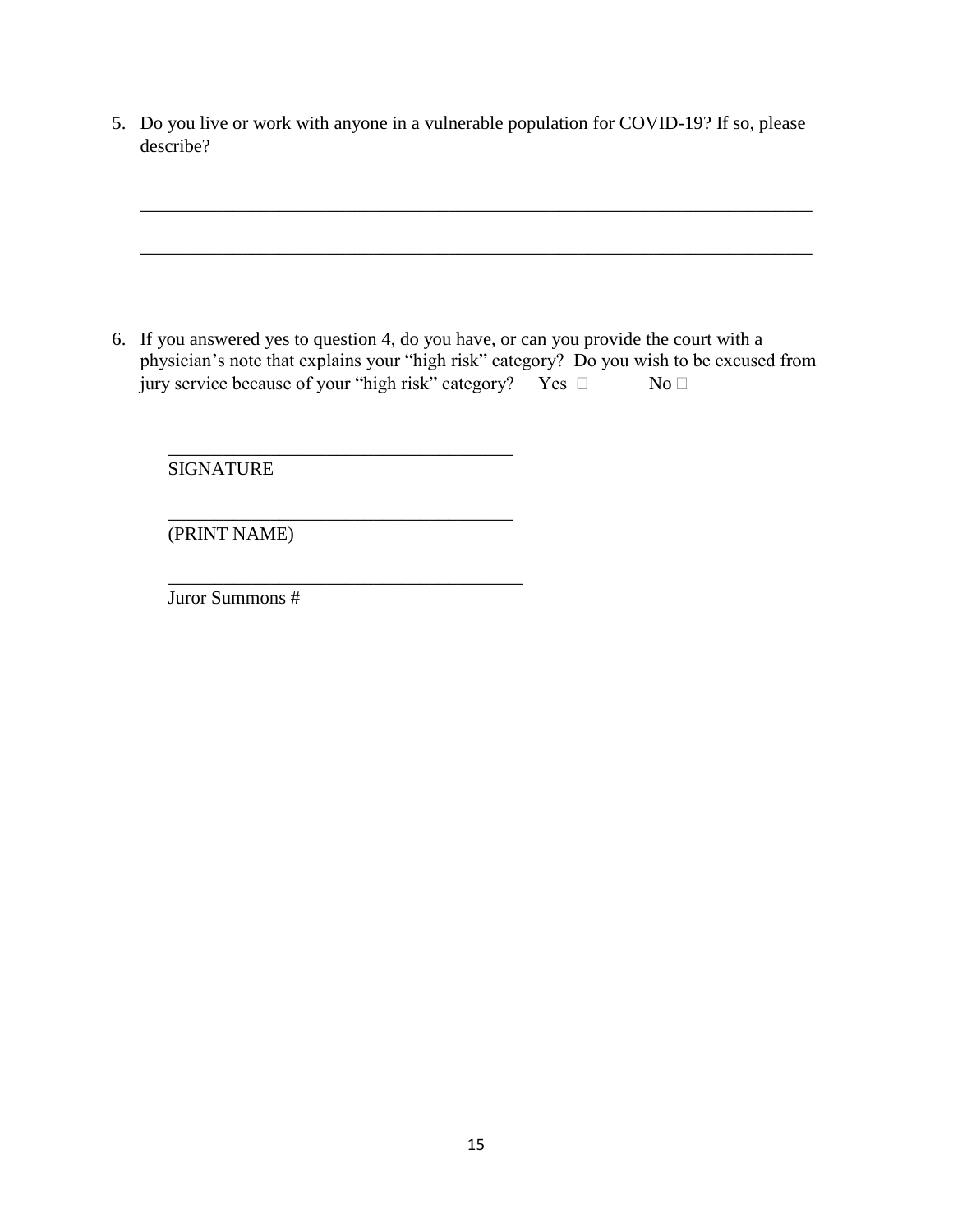5. Do you live or work with anyone in a vulnerable population for COVID-19? If so, please describe?

_____________________________________________________________________________

_____________________________________________________________________________

6. If you answered yes to question 4, do you have, or can you provide the court with a physician's note that explains your "high risk" category? Do you wish to be excused from jury service because of your "high risk" category? Yes ☐ No ☐

_______________________________________
SIGNATURE

_______________________________________
(PRINT NAME)

_______________________________________
Juror Summons #